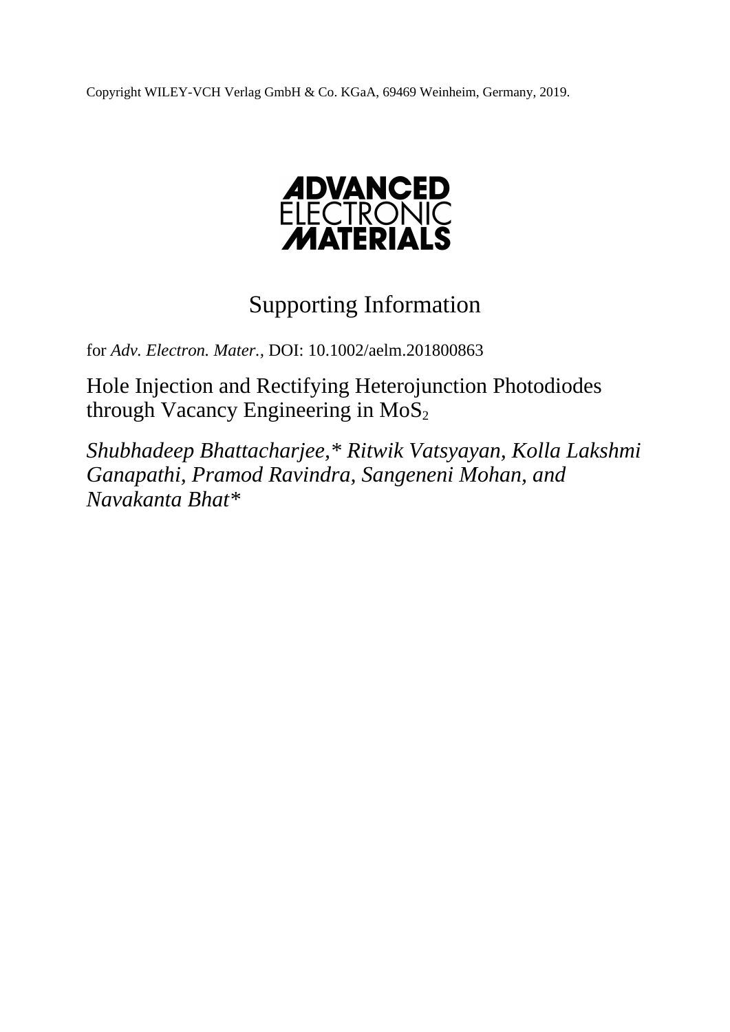Copyright WILEY-VCH Verlag GmbH & Co. KGaA, 69469 Weinheim, Germany, 2019.

**ADVANCED ELECTRONIC MATERIALS**

# Supporting Information

for *Adv. Electron. Mater.,* DOI: 10.1002/aelm.201800863

## Hole Injection and Rectifying Heterojunction Photodiodes through Vacancy Engineering in $MoS_2$

*Shubhadeep Bhattacharjee,\* Ritwik Vatsyayan, Kolla Lakshmi Ganapathi, Pramod Ravindra, Sangeneni Mohan, and Navakanta Bhat\**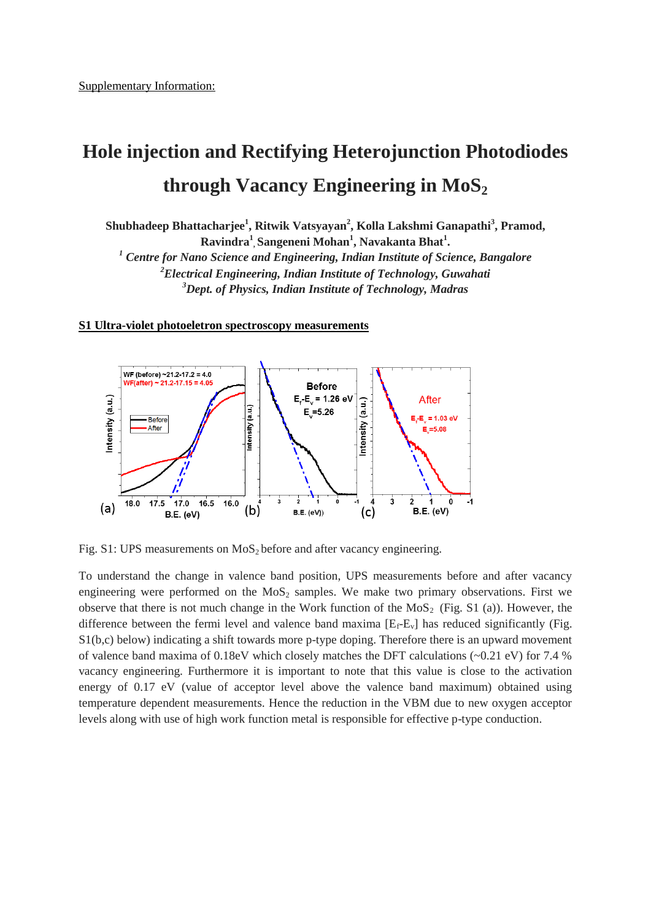Supplementary Information:

# Hole injection and Rectifying Heterojunction Photodiodes through Vacancy Engineering in $MoS_2$

**Shubhadeep Bhattacharjee[1], Ritwik Vatsyayan[2], Kolla Lakshmi Ganapathi[3], Pramod, Ravindra[1], Sangeneni Mohan[1], Navakanta Bhat[1].**

*[1] Centre for Nano Science and Engineering, Indian Institute of Science, Bangalore*
*[2]Electrical Engineering, Indian Institute of Technology, Guwahati*
*[3]Dept. of Physics, Indian Institute of Technology, Madras*

## S1 Ultra-violet photoeletron spectroscopy measurements

Fig. S1: UPS measurements on $MoS_2$ before and after vacancy engineering.

To understand the change in valence band position, UPS measurements before and after vacancy engineering were performed on the $MoS_2$ samples. We make two primary observations. First we observe that there is not much change in the Work function of the $MoS_2$ (Fig. S1 (a)). However, the difference between the fermi level and valence band maxima [$E_f$-$E_v$] has reduced significantly (Fig. S1(b,c) below) indicating a shift towards more p-type doping. Therefore there is an upward movement of valence band maxima of 0.18eV which closely matches the DFT calculations (~0.21 eV) for 7.4 % vacancy engineering. Furthermore it is important to note that this value is close to the activation energy of 0.17 eV (value of acceptor level above the valence band maximum) obtained using temperature dependent measurements. Hence the reduction in the VBM due to new oxygen acceptor levels along with use of high work function metal is responsible for effective p-type conduction.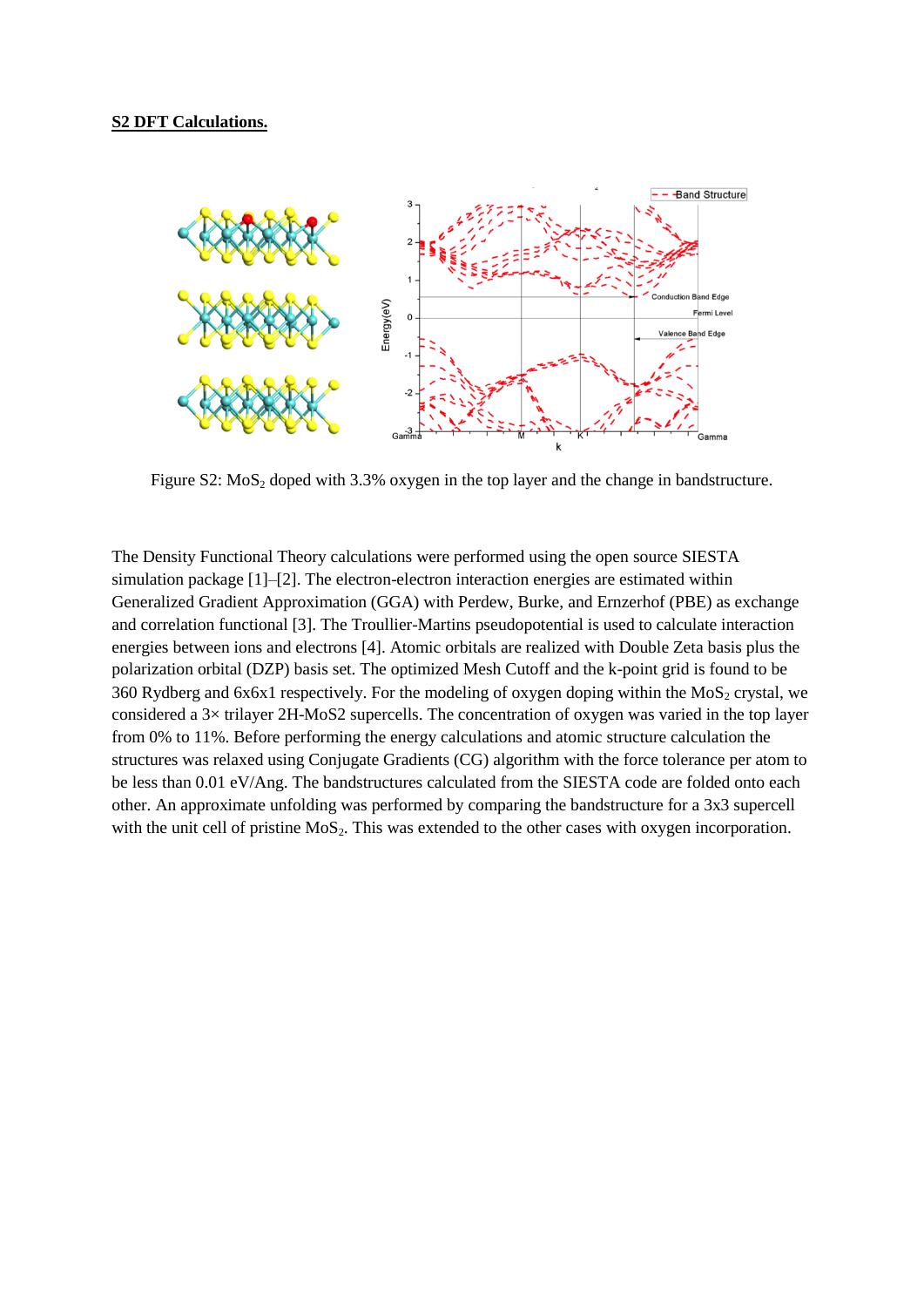**S2 DFT Calculations.**

Figure S2: $MoS_2$ doped with 3.3% oxygen in the top layer and the change in bandstructure.

The Density Functional Theory calculations were performed using the open source SIESTA simulation package [1]–[2]. The electron-electron interaction energies are estimated within Generalized Gradient Approximation (GGA) with Perdew, Burke, and Ernzerhof (PBE) as exchange and correlation functional [3]. The Troullier-Martins pseudopotential is used to calculate interaction energies between ions and electrons [4]. Atomic orbitals are realized with Double Zeta basis plus the polarization orbital (DZP) basis set. The optimized Mesh Cutoff and the k-point grid is found to be 360 Rydberg and 6x6x1 respectively. For the modeling of oxygen doping within the $MoS_2$ crystal, we considered a 3× trilayer 2H-MoS2 supercells. The concentration of oxygen was varied in the top layer from 0% to 11%. Before performing the energy calculations and atomic structure calculation the structures was relaxed using Conjugate Gradients (CG) algorithm with the force tolerance per atom to be less than 0.01 eV/Ang. The bandstructures calculated from the SIESTA code are folded onto each other. An approximate unfolding was performed by comparing the bandstructure for a 3x3 supercell with the unit cell of pristine $MoS_2$. This was extended to the other cases with oxygen incorporation.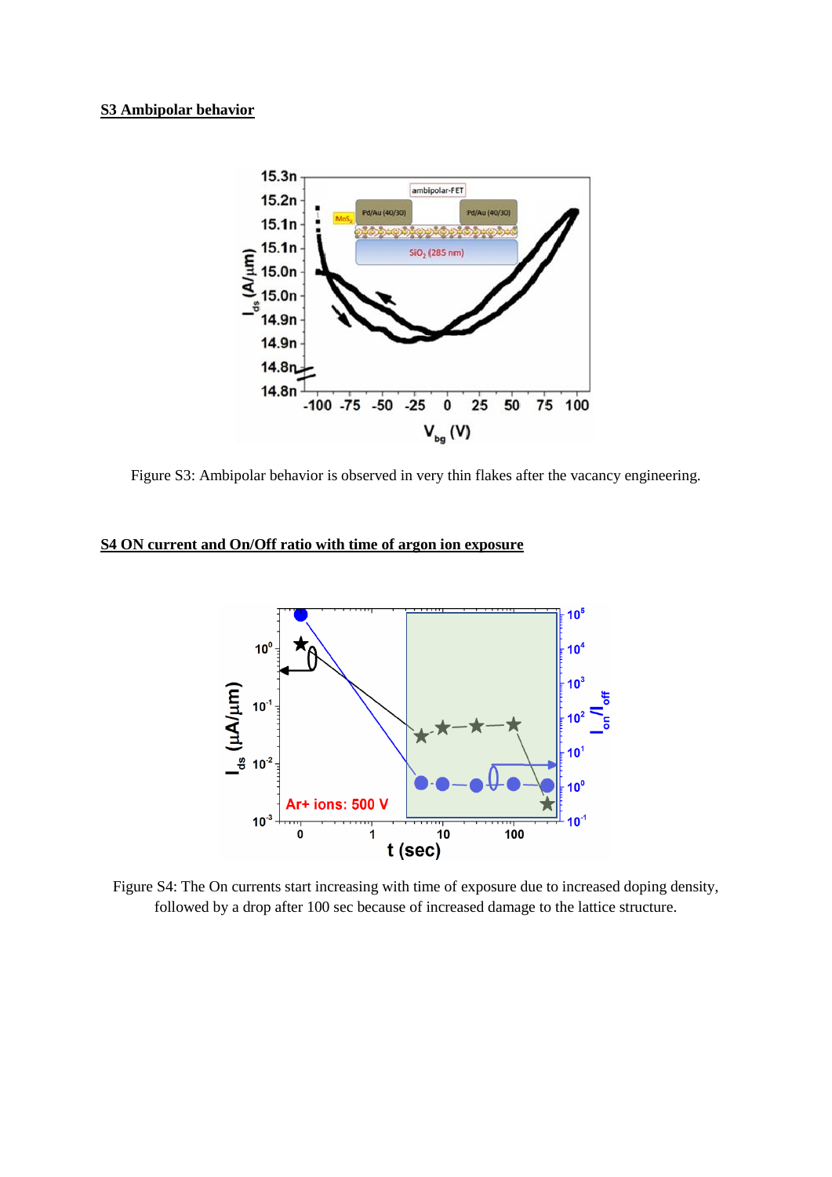## S3 Ambipolar behavior

Figure S3: Ambipolar behavior is observed in very thin flakes after the vacancy engineering.

## S4 ON current and On/Off ratio with time of argon ion exposure

Figure S4: The On currents start increasing with time of exposure due to increased doping density, followed by a drop after 100 sec because of increased damage to the lattice structure.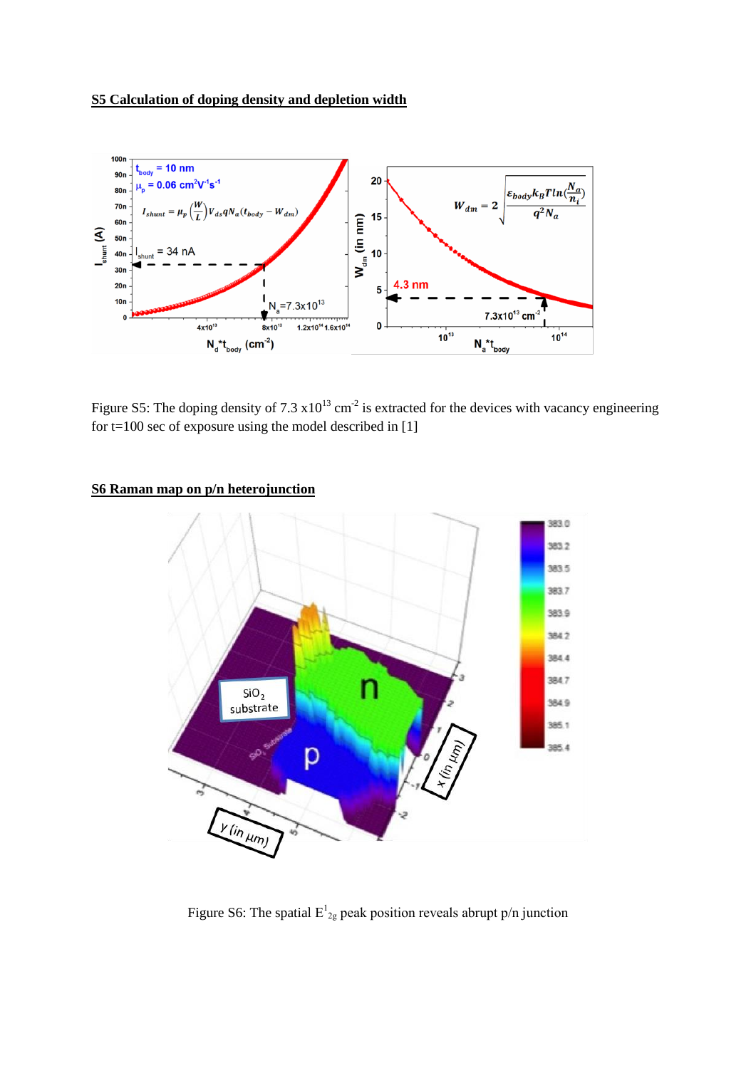## S5 Calculation of doping density and depletion width

Figure S5: The doping density of 7.3 x10$^{13}$ cm$^{-2}$ is extracted for the devices with vacancy engineering for t=100 sec of exposure using the model described in [1]

## S6 Raman map on p/n heterojunction

Figure S6: The spatial $E^{1}_{2g}$ peak position reveals abrupt p/n junction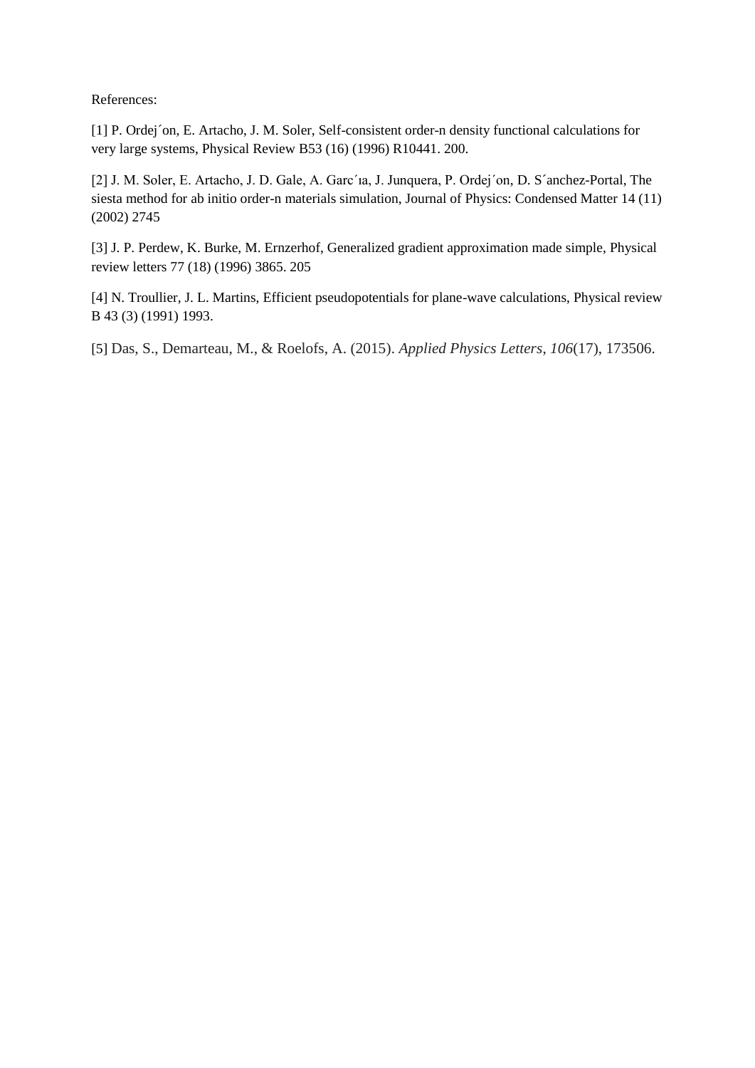References:

[1] P. Ordej´on, E. Artacho, J. M. Soler, Self-consistent order-n density functional calculations for very large systems, Physical Review B53 (16) (1996) R10441. 200.

[2] J. M. Soler, E. Artacho, J. D. Gale, A. Garc´ıa, J. Junquera, P. Ordej´on, D. S´anchez-Portal, The siesta method for ab initio order-n materials simulation, Journal of Physics: Condensed Matter 14 (11) (2002) 2745

[3] J. P. Perdew, K. Burke, M. Ernzerhof, Generalized gradient approximation made simple, Physical review letters 77 (18) (1996) 3865. 205

[4] N. Troullier, J. L. Martins, Efficient pseudopotentials for plane-wave calculations, Physical review B 43 (3) (1991) 1993.

[5] Das, S., Demarteau, M., & Roelofs, A. (2015). *Applied Physics Letters*, *106*(17), 173506.